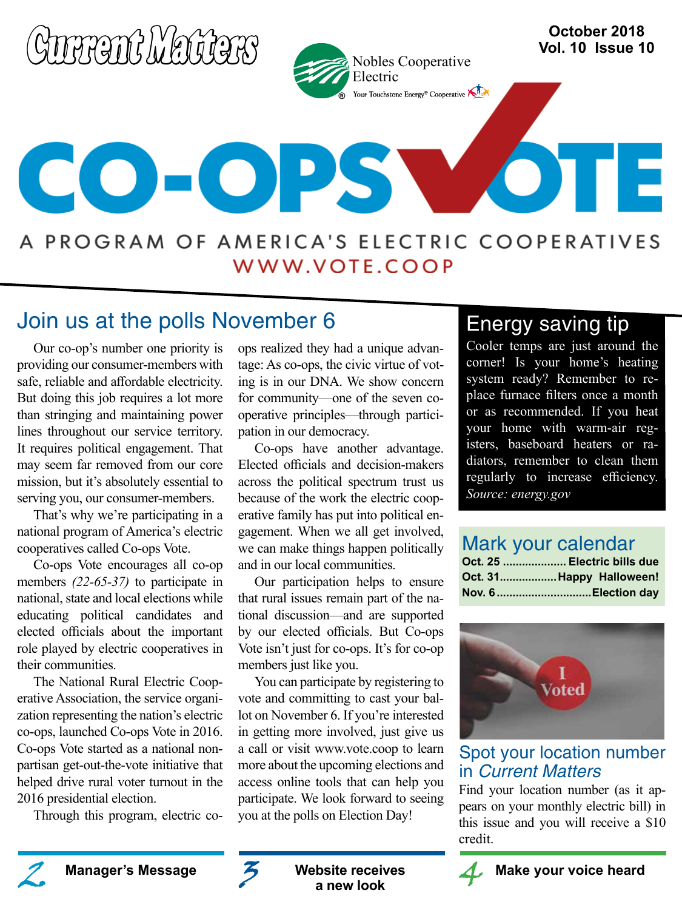# Current Matters

Nobles Cooperative Electric

Your Touchstone Energy® Cooperative

October 2018
Vol. 10 Issue 10

# CO-OPS VOTE

A PROGRAM OF AMERICA'S ELECTRIC COOPERATIVES
WWW.VOTE.COOP

## Join us at the polls November 6

Our co-op's number one priority is providing our consumer-members with safe, reliable and affordable electricity. But doing this job requires a lot more than stringing and maintaining power lines throughout our service territory. It requires political engagement. That may seem far removed from our core mission, but it's absolutely essential to serving you, our consumer-members.

That's why we're participating in a national program of America's electric cooperatives called Co-ops Vote.

Co-ops Vote encourages all co-op members *(22-65-37)* to participate in national, state and local elections while educating political candidates and elected officials about the important role played by electric cooperatives in their communities.

The National Rural Electric Cooperative Association, the service organization representing the nation's electric co-ops, launched Co-ops Vote in 2016. Co-ops Vote started as a national nonpartisan get-out-the-vote initiative that helped drive rural voter turnout in the 2016 presidential election.

Through this program, electric co-ops realized they had a unique advantage: As co-ops, the civic virtue of voting is in our DNA. We show concern for community—one of the seven cooperative principles—through participation in our democracy.

Co-ops have another advantage. Elected officials and decision-makers across the political spectrum trust us because of the work the electric cooperative family has put into political engagement. When we all get involved, we can make things happen politically and in our local communities.

Our participation helps to ensure that rural issues remain part of the national discussion—and are supported by our elected officials. But Co-ops Vote isn't just for co-ops. It's for co-op members just like you.

You can participate by registering to vote and committing to cast your ballot on November 6. If you're interested in getting more involved, just give us a call or visit www.vote.coop to learn more about the upcoming elections and access online tools that can help you participate. We look forward to seeing you at the polls on Election Day!

## Energy saving tip

Cooler temps are just around the corner! Is your home's heating system ready? Remember to replace furnace filters once a month or as recommended. If you heat your home with warm-air registers, baseboard heaters or radiators, remember to clean them regularly to increase efficiency. *Source: energy.gov*

## Mark your calendar

**Oct. 25** .................... **Electric bills due**
**Oct. 31** .................. **Happy Halloween!**
**Nov. 6** ............................ **Election day**

## Spot your location number in *Current Matters*

Find your location number (as it appears on your monthly electric bill) in this issue and you will receive a $10 credit.

---

2 **Manager's Message**

3 **Website receives a new look**

4 **Make your voice heard**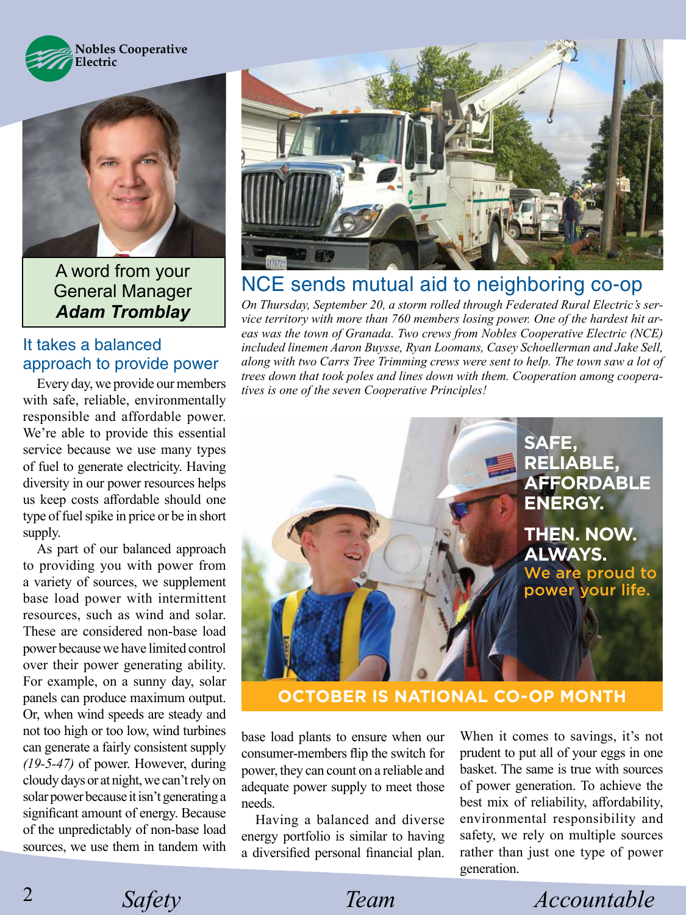Nobles Cooperative Electric

A word from your General Manager
***Adam Tromblay***

## It takes a balanced approach to provide power

Every day, we provide our members with safe, reliable, environmentally responsible and affordable power. We're able to provide this essential service because we use many types of fuel to generate electricity. Having diversity in our power resources helps us keep costs affordable should one type of fuel spike in price or be in short supply.

As part of our balanced approach to providing you with power from a variety of sources, we supplement base load power with intermittent resources, such as wind and solar. These are considered non-base load power because we have limited control over their power generating ability. For example, on a sunny day, solar panels can produce maximum output. Or, when wind speeds are steady and not too high or too low, wind turbines can generate a fairly consistent supply *(19-5-47)* of power. However, during cloudy days or at night, we can't rely on solar power because it isn't generating a significant amount of energy. Because of the unpredictably of non-base load sources, we use them in tandem with base load plants to ensure when our consumer-members flip the switch for power, they can count on a reliable and adequate power supply to meet those needs.

Having a balanced and diverse energy portfolio is similar to having a diversified personal financial plan. When it comes to savings, it's not prudent to put all of your eggs in one basket. The same is true with sources of power generation. To achieve the best mix of reliability, affordability, environmental responsibility and safety, we rely on multiple sources rather than just one type of power generation.

## NCE sends mutual aid to neighboring co-op

*On Thursday, September 20, a storm rolled through Federated Rural Electric's service territory with more than 760 members losing power. One of the hardest hit areas was the town of Granada. Two crews from Nobles Cooperative Electric (NCE) included linemen Aaron Buysse, Ryan Loomans, Casey Schoellerman and Jake Sell, along with two Carrs Tree Trimming crews were sent to help. The town saw a lot of trees down that took poles and lines down with them. Cooperation among cooperatives is one of the seven Cooperative Principles!*

**SAFE, RELIABLE, AFFORDABLE ENERGY.**

**THEN. NOW. ALWAYS.**

We are proud to power your life.

**OCTOBER IS NATIONAL CO-OP MONTH**

*Safety* *Team* *Accountable*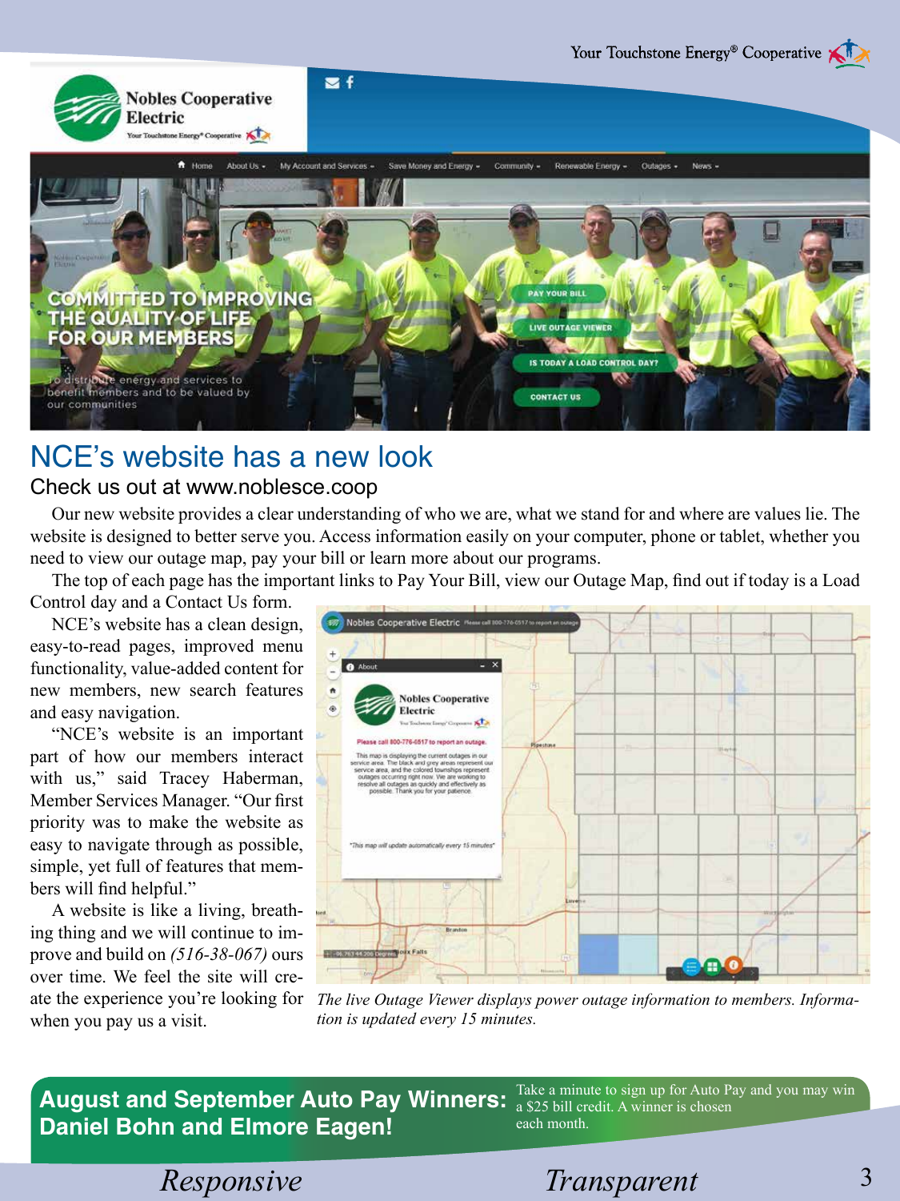## NCE's website has a new look

### Check us out at www.noblesce.coop

Our new website provides a clear understanding of who we are, what we stand for and where are values lie. The website is designed to better serve you. Access information easily on your computer, phone or tablet, whether you need to view our outage map, pay your bill or learn more about our programs.

The top of each page has the important links to Pay Your Bill, view our Outage Map, find out if today is a Load Control day and a Contact Us form.

NCE's website has a clean design, easy-to-read pages, improved menu functionality, value-added content for new members, new search features and easy navigation.

"NCE's website is an important part of how our members interact with us," said Tracey Haberman, Member Services Manager. "Our first priority was to make the website as easy to navigate through as possible, simple, yet full of features that members will find helpful."

A website is like a living, breathing thing and we will continue to improve and build on *(516-38-067)* ours over time. We feel the site will create the experience you're looking for when you pay us a visit.

*The live Outage Viewer displays power outage information to members. Information is updated every 15 minutes.*

**August and September Auto Pay Winners: Daniel Bohn and Elmore Eagen!**

Take a minute to sign up for Auto Pay and you may win a $25 bill credit. A winner is chosen each month.

*Responsive* *Transparent*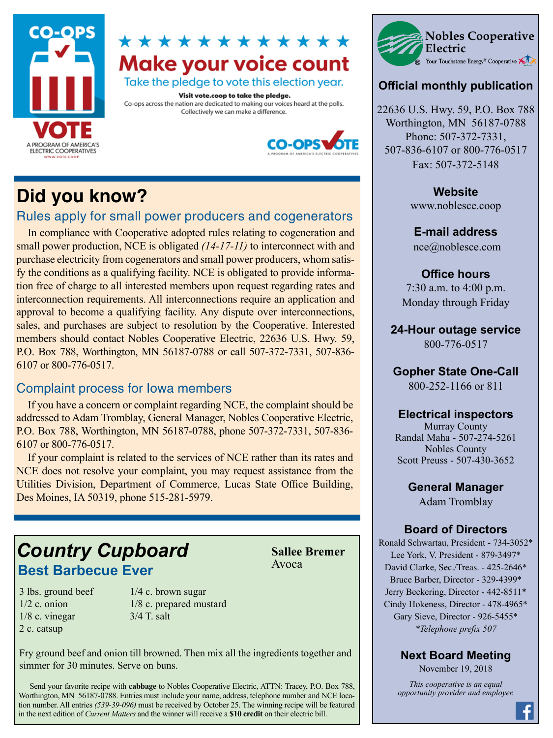CO-OPS VOTE

A PROGRAM OF AMERICA'S ELECTRIC COOPERATIVES

WWW.VOTE.COOP

★★★★★★★★★★★★

# Make your voice count

Take the pledge to vote this election year.

**Visit vote.coop to take the pledge.**

Co-ops across the nation are dedicated to making our voices heard at the polls. Collectively we can make a difference.

CO-OPS VOTE

A PROGRAM OF AMERICA'S ELECTRIC COOPERATIVES

# Did you know?

## Rules apply for small power producers and cogenerators

In compliance with Cooperative adopted rules relating to cogeneration and small power production, NCE is obligated *(14-17-11)* to interconnect with and purchase electricity from cogenerators and small power producers, whom satisfy the conditions as a qualifying facility. NCE is obligated to provide information free of charge to all interested members upon request regarding rates and interconnection requirements. All interconnections require an application and approval to become a qualifying facility. Any dispute over interconnections, sales, and purchases are subject to resolution by the Cooperative. Interested members should contact Nobles Cooperative Electric, 22636 U.S. Hwy. 59, P.O. Box 788, Worthington, MN 56187-0788 or call 507-372-7331, 507-836-6107 or 800-776-0517.

## Complaint process for Iowa members

If you have a concern or complaint regarding NCE, the complaint should be addressed to Adam Tromblay, General Manager, Nobles Cooperative Electric, P.O. Box 788, Worthington, MN 56187-0788, phone 507-372-7331, 507-836-6107 or 800-776-0517.

If your complaint is related to the services of NCE rather than its rates and NCE does not resolve your complaint, you may request assistance from the Utilities Division, Department of Commerce, Lucas State Office Building, Des Moines, IA 50319, phone 515-281-5979.

# *Country Cupboard*

## Best Barbecue Ever

**Sallee Bremer**
Avoca

- 3 lbs. ground beef
- 1/2 c. onion
- 1/8 c. vinegar
- 2 c. catsup
- 1/4 c. brown sugar
- 1/8 c. prepared mustard
- 3/4 T. salt

Fry ground beef and onion till browned. Then mix all the ingredients together and simmer for 30 minutes. Serve on buns.

Send your favorite recipe with **cabbage** to Nobles Cooperative Electric, ATTN: Tracey, P.O. Box 788, Worthington, MN 56187-0788. Entries must include your name, address, telephone number and NCE location number. All entries *(539-39-096)* must be received by October 25. The winning recipe will be featured in the next edition of *Current Matters* and the winner will receive a **$10 credit** on their electric bill.

---

Nobles Cooperative Electric
Your Touchstone Energy® Cooperative

### Official monthly publication

22636 U.S. Hwy. 59, P.O. Box 788
Worthington, MN 56187-0788
Phone: 507-372-7331,
507-836-6107 or 800-776-0517
Fax: 507-372-5148

### Website

www.noblesce.coop

### E-mail address

nce@noblesce.com

### Office hours

7:30 a.m. to 4:00 p.m.
Monday through Friday

### 24-Hour outage service

800-776-0517

### Gopher State One-Call

800-252-1166 or 811

### Electrical inspectors

Murray County
Randal Maha - 507-274-5261
Nobles County
Scott Preuss - 507-430-3652

### General Manager

Adam Tromblay

### Board of Directors

Ronald Schwartau, President - 734-3052*
Lee York, V. President - 879-3497*
David Clarke, Sec./Treas. - 425-2646*
Bruce Barber, Director - 329-4399*
Jerry Beckering, Director - 442-8511*
Cindy Hokeness, Director - 478-4965*
Gary Sieve, Director - 926-5455*
**Telephone prefix 507*

### Next Board Meeting

November 19, 2018

*This cooperative is an equal opportunity provider and employer.*